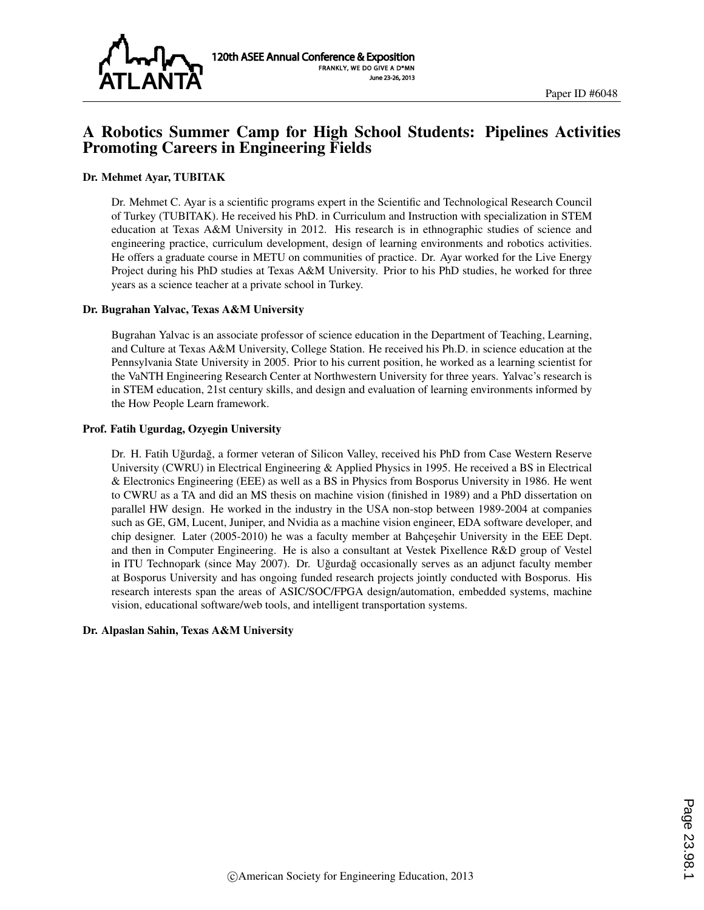Paper ID #6048

# A Robotics Summer Camp for High School Students: Pipelines Activities Promoting Careers in Engineering Fields

### Dr. Mehmet Ayar, TUBITAK

Dr. Mehmet C. Ayar is a scientific programs expert in the Scientific and Technological Research Council of Turkey (TUBITAK). He received his PhD. in Curriculum and Instruction with specialization in STEM education at Texas A&M University in 2012. His research is in ethnographic studies of science and engineering practice, curriculum development, design of learning environments and robotics activities. He offers a graduate course in METU on communities of practice. Dr. Ayar worked for the Live Energy Project during his PhD studies at Texas A&M University. Prior to his PhD studies, he worked for three years as a science teacher at a private school in Turkey.

### Dr. Bugrahan Yalvac, Texas A&M University

Bugrahan Yalvac is an associate professor of science education in the Department of Teaching, Learning, and Culture at Texas A&M University, College Station. He received his Ph.D. in science education at the Pennsylvania State University in 2005. Prior to his current position, he worked as a learning scientist for the VaNTH Engineering Research Center at Northwestern University for three years. Yalvac's research is in STEM education, 21st century skills, and design and evaluation of learning environments informed by the How People Learn framework.

### Prof. Fatih Ugurdag, Ozyegin University

Dr. H. Fatih Uğurdağ, a former veteran of Silicon Valley, received his PhD from Case Western Reserve University (CWRU) in Electrical Engineering & Applied Physics in 1995. He received a BS in Electrical & Electronics Engineering (EEE) as well as a BS in Physics from Bosporus University in 1986. He went to CWRU as a TA and did an MS thesis on machine vision (finished in 1989) and a PhD dissertation on parallel HW design. He worked in the industry in the USA non-stop between 1989-2004 at companies such as GE, GM, Lucent, Juniper, and Nvidia as a machine vision engineer, EDA software developer, and chip designer. Later (2005-2010) he was a faculty member at Bahçeşehir University in the EEE Dept. and then in Computer Engineering. He is also a consultant at Vestek Pixellence R&D group of Vestel in ITU Technopark (since May 2007). Dr. Uğurdağ occasionally serves as an adjunct faculty member at Bosporus University and has ongoing funded research projects jointly conducted with Bosporus. His research interests span the areas of ASIC/SOC/FPGA design/automation, embedded systems, machine vision, educational software/web tools, and intelligent transportation systems.

### Dr. Alpaslan Sahin, Texas A&M University

©American Society for Engineering Education, 2013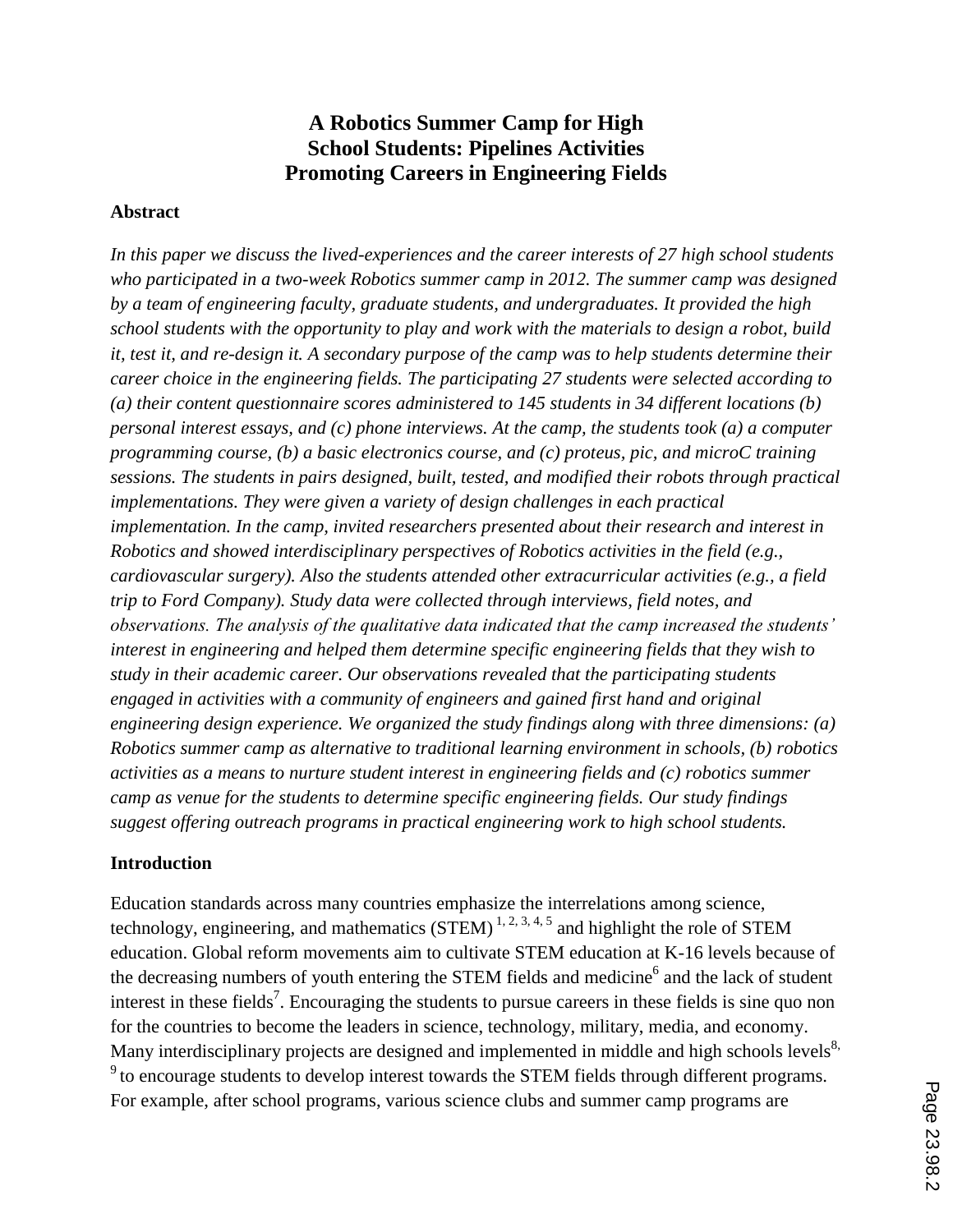# A Robotics Summer Camp for High School Students: Pipelines Activities Promoting Careers in Engineering Fields

## Abstract

*In this paper we discuss the lived-experiences and the career interests of 27 high school students who participated in a two-week Robotics summer camp in 2012. The summer camp was designed by a team of engineering faculty, graduate students, and undergraduates. It provided the high school students with the opportunity to play and work with the materials to design a robot, build it, test it, and re-design it. A secondary purpose of the camp was to help students determine their career choice in the engineering fields. The participating 27 students were selected according to (a) their content questionnaire scores administered to 145 students in 34 different locations (b) personal interest essays, and (c) phone interviews. At the camp, the students took (a) a computer programming course, (b) a basic electronics course, and (c) proteus, pic, and microC training sessions. The students in pairs designed, built, tested, and modified their robots through practical implementations. They were given a variety of design challenges in each practical implementation. In the camp, invited researchers presented about their research and interest in Robotics and showed interdisciplinary perspectives of Robotics activities in the field (e.g., cardiovascular surgery). Also the students attended other extracurricular activities (e.g., a field trip to Ford Company). Study data were collected through interviews, field notes, and observations. The analysis of the qualitative data indicated that the camp increased the students' interest in engineering and helped them determine specific engineering fields that they wish to study in their academic career. Our observations revealed that the participating students engaged in activities with a community of engineers and gained first hand and original engineering design experience. We organized the study findings along with three dimensions: (a) Robotics summer camp as alternative to traditional learning environment in schools, (b) robotics activities as a means to nurture student interest in engineering fields and (c) robotics summer camp as venue for the students to determine specific engineering fields. Our study findings suggest offering outreach programs in practical engineering work to high school students.*

## Introduction

Education standards across many countries emphasize the interrelations among science, technology, engineering, and mathematics (STEM) [1, 2, 3, 4, 5] and highlight the role of STEM education. Global reform movements aim to cultivate STEM education at K-16 levels because of the decreasing numbers of youth entering the STEM fields and medicine[6] and the lack of student interest in these fields[7]. Encouraging the students to pursue careers in these fields is sine quo non for the countries to become the leaders in science, technology, military, media, and economy. Many interdisciplinary projects are designed and implemented in middle and high schools levels[8, 9] to encourage students to develop interest towards the STEM fields through different programs. For example, after school programs, various science clubs and summer camp programs are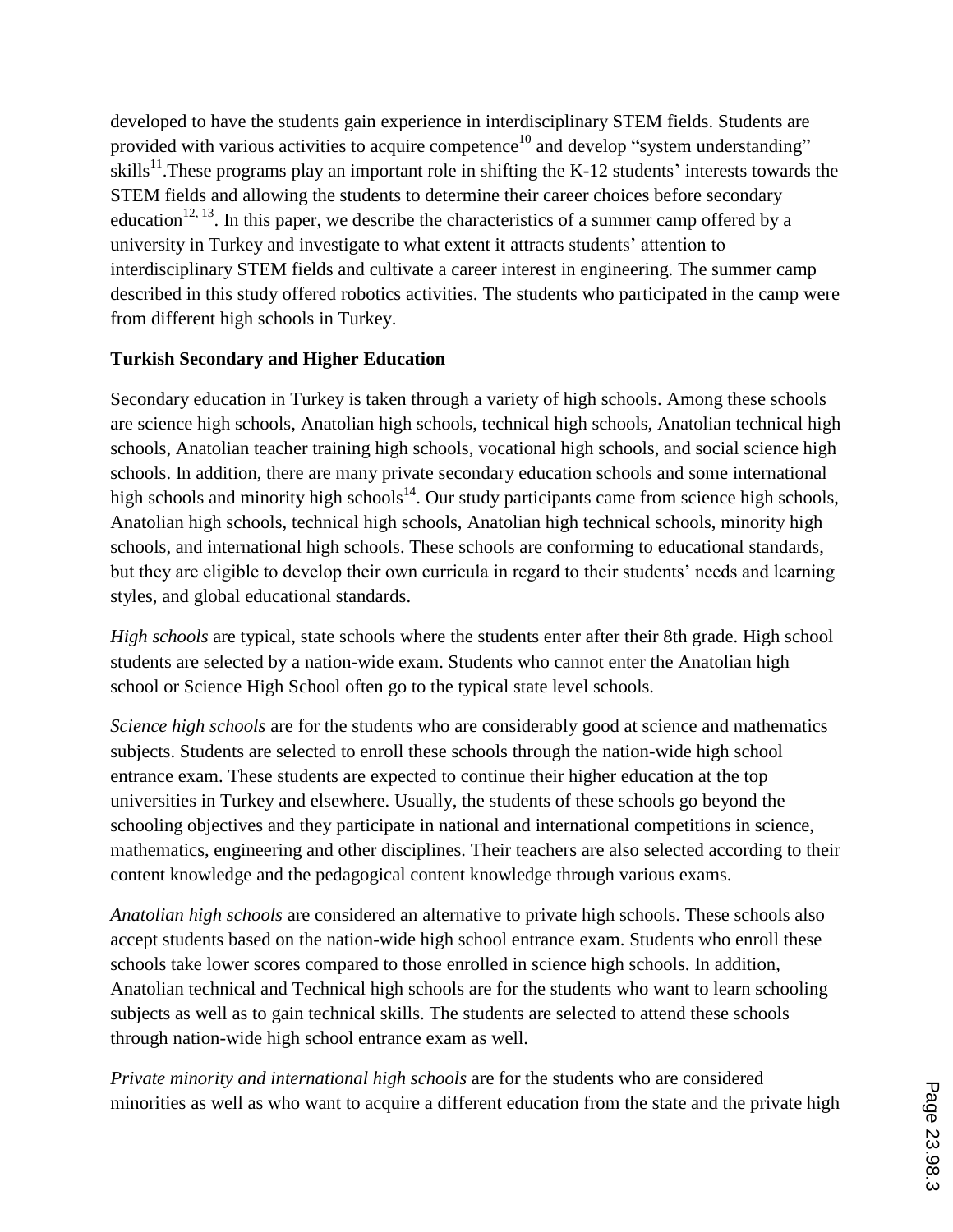developed to have the students gain experience in interdisciplinary STEM fields. Students are provided with various activities to acquire competence[10] and develop "system understanding" skills[11].These programs play an important role in shifting the K-12 students' interests towards the STEM fields and allowing the students to determine their career choices before secondary education[12, 13]. In this paper, we describe the characteristics of a summer camp offered by a university in Turkey and investigate to what extent it attracts students' attention to interdisciplinary STEM fields and cultivate a career interest in engineering. The summer camp described in this study offered robotics activities. The students who participated in the camp were from different high schools in Turkey.

**Turkish Secondary and Higher Education**

Secondary education in Turkey is taken through a variety of high schools. Among these schools are science high schools, Anatolian high schools, technical high schools, Anatolian technical high schools, Anatolian teacher training high schools, vocational high schools, and social science high schools. In addition, there are many private secondary education schools and some international high schools and minority high schools[14]. Our study participants came from science high schools, Anatolian high schools, technical high schools, Anatolian high technical schools, minority high schools, and international high schools. These schools are conforming to educational standards, but they are eligible to develop their own curricula in regard to their students' needs and learning styles, and global educational standards.

*High schools* are typical, state schools where the students enter after their 8th grade. High school students are selected by a nation-wide exam. Students who cannot enter the Anatolian high school or Science High School often go to the typical state level schools.

*Science high schools* are for the students who are considerably good at science and mathematics subjects. Students are selected to enroll these schools through the nation-wide high school entrance exam. These students are expected to continue their higher education at the top universities in Turkey and elsewhere. Usually, the students of these schools go beyond the schooling objectives and they participate in national and international competitions in science, mathematics, engineering and other disciplines. Their teachers are also selected according to their content knowledge and the pedagogical content knowledge through various exams.

*Anatolian high schools* are considered an alternative to private high schools. These schools also accept students based on the nation-wide high school entrance exam. Students who enroll these schools take lower scores compared to those enrolled in science high schools. In addition, Anatolian technical and Technical high schools are for the students who want to learn schooling subjects as well as to gain technical skills. The students are selected to attend these schools through nation-wide high school entrance exam as well.

*Private minority and international high schools* are for the students who are considered minorities as well as who want to acquire a different education from the state and the private high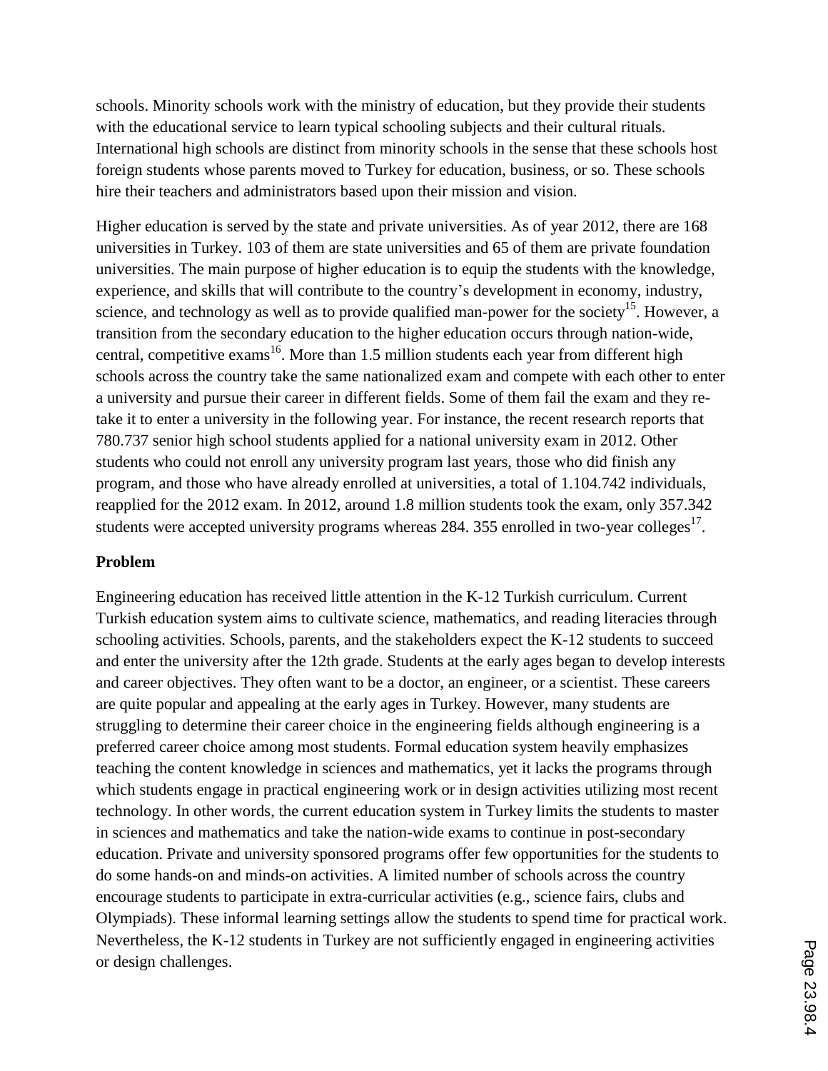schools. Minority schools work with the ministry of education, but they provide their students with the educational service to learn typical schooling subjects and their cultural rituals. International high schools are distinct from minority schools in the sense that these schools host foreign students whose parents moved to Turkey for education, business, or so. These schools hire their teachers and administrators based upon their mission and vision.

Higher education is served by the state and private universities. As of year 2012, there are 168 universities in Turkey. 103 of them are state universities and 65 of them are private foundation universities. The main purpose of higher education is to equip the students with the knowledge, experience, and skills that will contribute to the country's development in economy, industry, science, and technology as well as to provide qualified man-power for the society[15]. However, a transition from the secondary education to the higher education occurs through nation-wide, central, competitive exams[16]. More than 1.5 million students each year from different high schools across the country take the same nationalized exam and compete with each other to enter a university and pursue their career in different fields. Some of them fail the exam and they re-take it to enter a university in the following year. For instance, the recent research reports that 780.737 senior high school students applied for a national university exam in 2012. Other students who could not enroll any university program last years, those who did finish any program, and those who have already enrolled at universities, a total of 1.104.742 individuals, reapplied for the 2012 exam. In 2012, around 1.8 million students took the exam, only 357.342 students were accepted university programs whereas 284. 355 enrolled in two-year colleges[17].

**Problem**

Engineering education has received little attention in the K-12 Turkish curriculum. Current Turkish education system aims to cultivate science, mathematics, and reading literacies through schooling activities. Schools, parents, and the stakeholders expect the K-12 students to succeed and enter the university after the 12th grade. Students at the early ages began to develop interests and career objectives. They often want to be a doctor, an engineer, or a scientist. These careers are quite popular and appealing at the early ages in Turkey. However, many students are struggling to determine their career choice in the engineering fields although engineering is a preferred career choice among most students. Formal education system heavily emphasizes teaching the content knowledge in sciences and mathematics, yet it lacks the programs through which students engage in practical engineering work or in design activities utilizing most recent technology. In other words, the current education system in Turkey limits the students to master in sciences and mathematics and take the nation-wide exams to continue in post-secondary education. Private and university sponsored programs offer few opportunities for the students to do some hands-on and minds-on activities. A limited number of schools across the country encourage students to participate in extra-curricular activities (e.g., science fairs, clubs and Olympiads). These informal learning settings allow the students to spend time for practical work. Nevertheless, the K-12 students in Turkey are not sufficiently engaged in engineering activities or design challenges.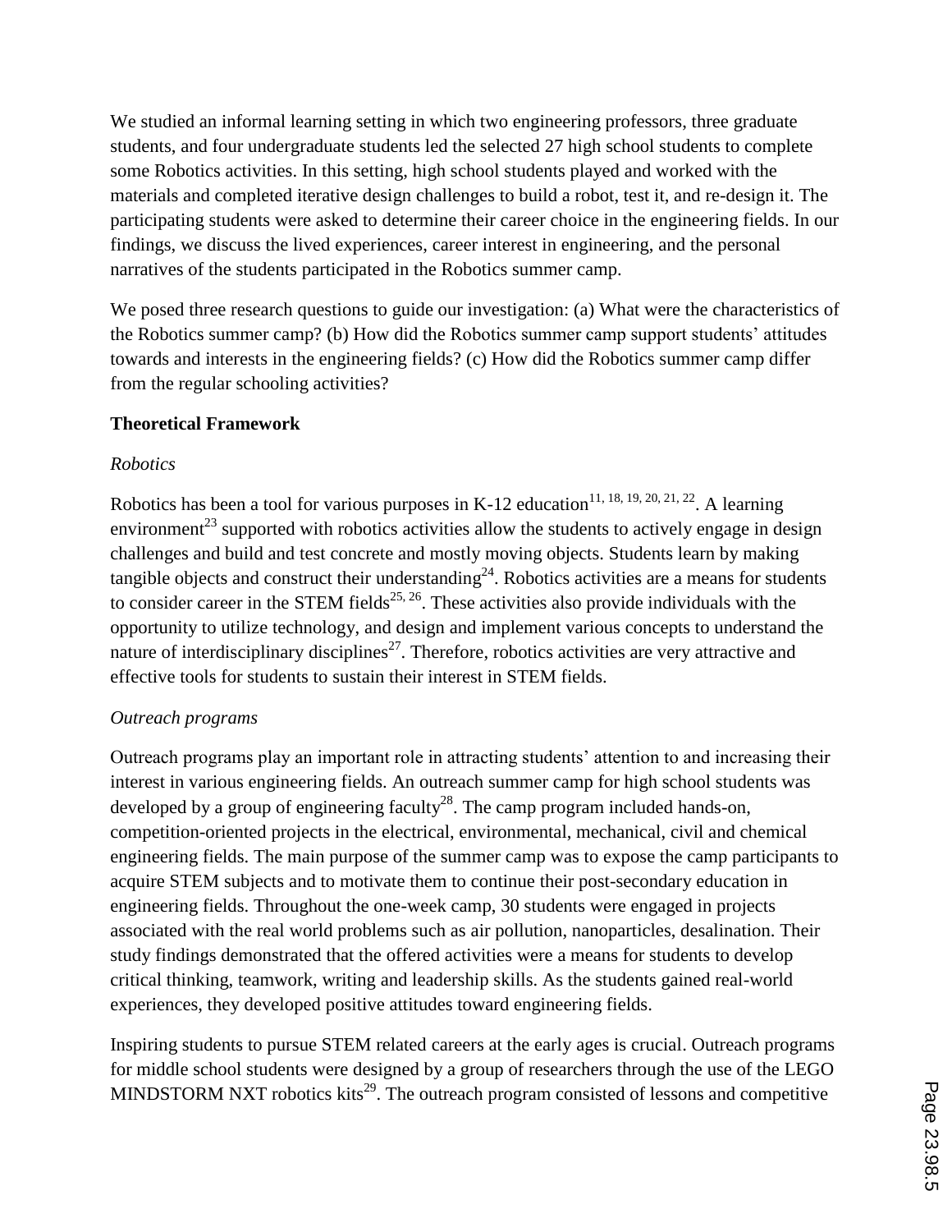We studied an informal learning setting in which two engineering professors, three graduate students, and four undergraduate students led the selected 27 high school students to complete some Robotics activities. In this setting, high school students played and worked with the materials and completed iterative design challenges to build a robot, test it, and re-design it. The participating students were asked to determine their career choice in the engineering fields. In our findings, we discuss the lived experiences, career interest in engineering, and the personal narratives of the students participated in the Robotics summer camp.

We posed three research questions to guide our investigation: (a) What were the characteristics of the Robotics summer camp? (b) How did the Robotics summer camp support students' attitudes towards and interests in the engineering fields? (c) How did the Robotics summer camp differ from the regular schooling activities?

**Theoretical Framework**

*Robotics*

Robotics has been a tool for various purposes in K-12 education[11, 18, 19, 20, 21, 22]. A learning environment[23] supported with robotics activities allow the students to actively engage in design challenges and build and test concrete and mostly moving objects. Students learn by making tangible objects and construct their understanding[24]. Robotics activities are a means for students to consider career in the STEM fields[25, 26]. These activities also provide individuals with the opportunity to utilize technology, and design and implement various concepts to understand the nature of interdisciplinary disciplines[27]. Therefore, robotics activities are very attractive and effective tools for students to sustain their interest in STEM fields.

*Outreach programs*

Outreach programs play an important role in attracting students' attention to and increasing their interest in various engineering fields. An outreach summer camp for high school students was developed by a group of engineering faculty[28]. The camp program included hands-on, competition-oriented projects in the electrical, environmental, mechanical, civil and chemical engineering fields. The main purpose of the summer camp was to expose the camp participants to acquire STEM subjects and to motivate them to continue their post-secondary education in engineering fields. Throughout the one-week camp, 30 students were engaged in projects associated with the real world problems such as air pollution, nanoparticles, desalination. Their study findings demonstrated that the offered activities were a means for students to develop critical thinking, teamwork, writing and leadership skills. As the students gained real-world experiences, they developed positive attitudes toward engineering fields.

Inspiring students to pursue STEM related careers at the early ages is crucial. Outreach programs for middle school students were designed by a group of researchers through the use of the LEGO MINDSTORM NXT robotics kits[29]. The outreach program consisted of lessons and competitive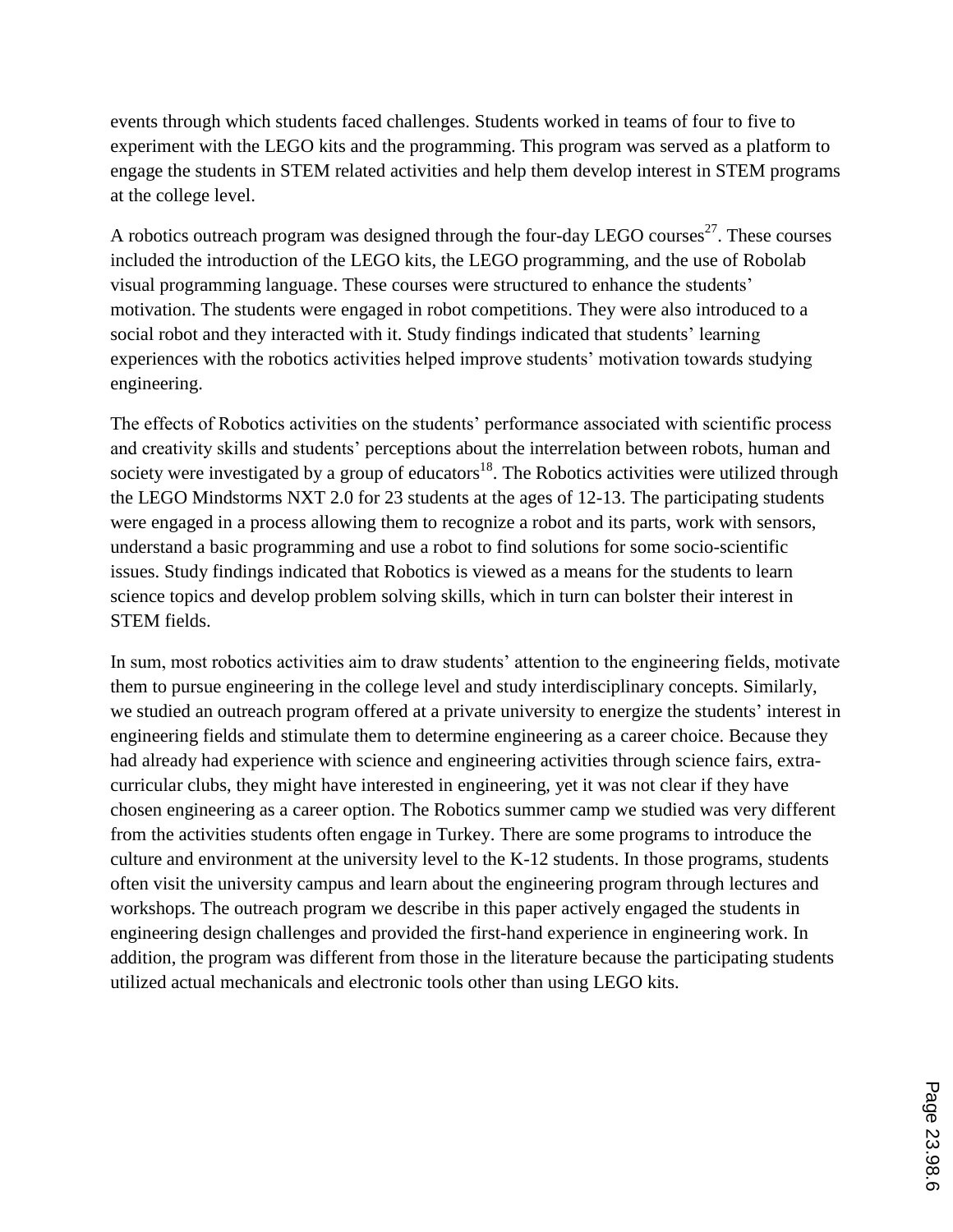events through which students faced challenges. Students worked in teams of four to five to experiment with the LEGO kits and the programming. This program was served as a platform to engage the students in STEM related activities and help them develop interest in STEM programs at the college level.

A robotics outreach program was designed through the four-day LEGO courses[27]. These courses included the introduction of the LEGO kits, the LEGO programming, and the use of Robolab visual programming language. These courses were structured to enhance the students' motivation. The students were engaged in robot competitions. They were also introduced to a social robot and they interacted with it. Study findings indicated that students' learning experiences with the robotics activities helped improve students' motivation towards studying engineering.

The effects of Robotics activities on the students' performance associated with scientific process and creativity skills and students' perceptions about the interrelation between robots, human and society were investigated by a group of educators[18]. The Robotics activities were utilized through the LEGO Mindstorms NXT 2.0 for 23 students at the ages of 12-13. The participating students were engaged in a process allowing them to recognize a robot and its parts, work with sensors, understand a basic programming and use a robot to find solutions for some socio-scientific issues. Study findings indicated that Robotics is viewed as a means for the students to learn science topics and develop problem solving skills, which in turn can bolster their interest in STEM fields.

In sum, most robotics activities aim to draw students' attention to the engineering fields, motivate them to pursue engineering in the college level and study interdisciplinary concepts. Similarly, we studied an outreach program offered at a private university to energize the students' interest in engineering fields and stimulate them to determine engineering as a career choice. Because they had already had experience with science and engineering activities through science fairs, extra-curricular clubs, they might have interested in engineering, yet it was not clear if they have chosen engineering as a career option. The Robotics summer camp we studied was very different from the activities students often engage in Turkey. There are some programs to introduce the culture and environment at the university level to the K-12 students. In those programs, students often visit the university campus and learn about the engineering program through lectures and workshops. The outreach program we describe in this paper actively engaged the students in engineering design challenges and provided the first-hand experience in engineering work. In addition, the program was different from those in the literature because the participating students utilized actual mechanicals and electronic tools other than using LEGO kits.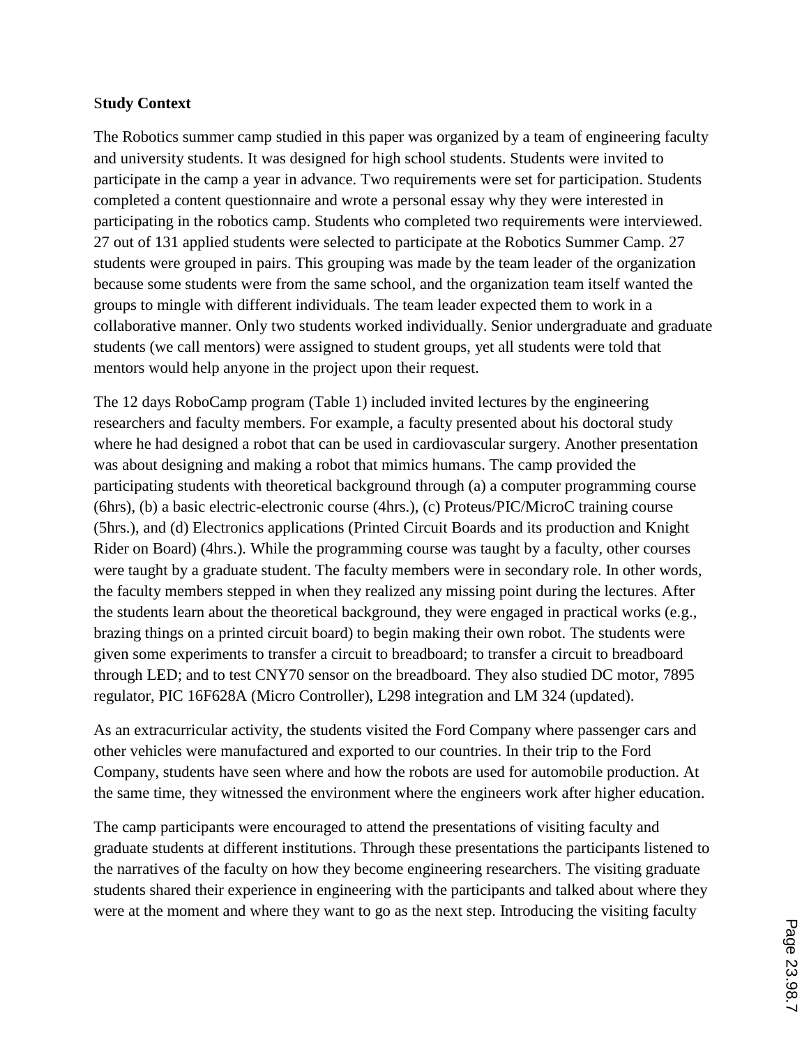**Study Context**

The Robotics summer camp studied in this paper was organized by a team of engineering faculty and university students. It was designed for high school students. Students were invited to participate in the camp a year in advance. Two requirements were set for participation. Students completed a content questionnaire and wrote a personal essay why they were interested in participating in the robotics camp. Students who completed two requirements were interviewed. 27 out of 131 applied students were selected to participate at the Robotics Summer Camp. 27 students were grouped in pairs. This grouping was made by the team leader of the organization because some students were from the same school, and the organization team itself wanted the groups to mingle with different individuals. The team leader expected them to work in a collaborative manner. Only two students worked individually. Senior undergraduate and graduate students (we call mentors) were assigned to student groups, yet all students were told that mentors would help anyone in the project upon their request.

The 12 days RoboCamp program (Table 1) included invited lectures by the engineering researchers and faculty members. For example, a faculty presented about his doctoral study where he had designed a robot that can be used in cardiovascular surgery. Another presentation was about designing and making a robot that mimics humans. The camp provided the participating students with theoretical background through (a) a computer programming course (6hrs), (b) a basic electric-electronic course (4hrs.), (c) Proteus/PIC/MicroC training course (5hrs.), and (d) Electronics applications (Printed Circuit Boards and its production and Knight Rider on Board) (4hrs.). While the programming course was taught by a faculty, other courses were taught by a graduate student. The faculty members were in secondary role. In other words, the faculty members stepped in when they realized any missing point during the lectures. After the students learn about the theoretical background, they were engaged in practical works (e.g., brazing things on a printed circuit board) to begin making their own robot. The students were given some experiments to transfer a circuit to breadboard; to transfer a circuit to breadboard through LED; and to test CNY70 sensor on the breadboard. They also studied DC motor, 7895 regulator, PIC 16F628A (Micro Controller), L298 integration and LM 324 (updated).

As an extracurricular activity, the students visited the Ford Company where passenger cars and other vehicles were manufactured and exported to our countries. In their trip to the Ford Company, students have seen where and how the robots are used for automobile production. At the same time, they witnessed the environment where the engineers work after higher education.

The camp participants were encouraged to attend the presentations of visiting faculty and graduate students at different institutions. Through these presentations the participants listened to the narratives of the faculty on how they become engineering researchers. The visiting graduate students shared their experience in engineering with the participants and talked about where they were at the moment and where they want to go as the next step. Introducing the visiting faculty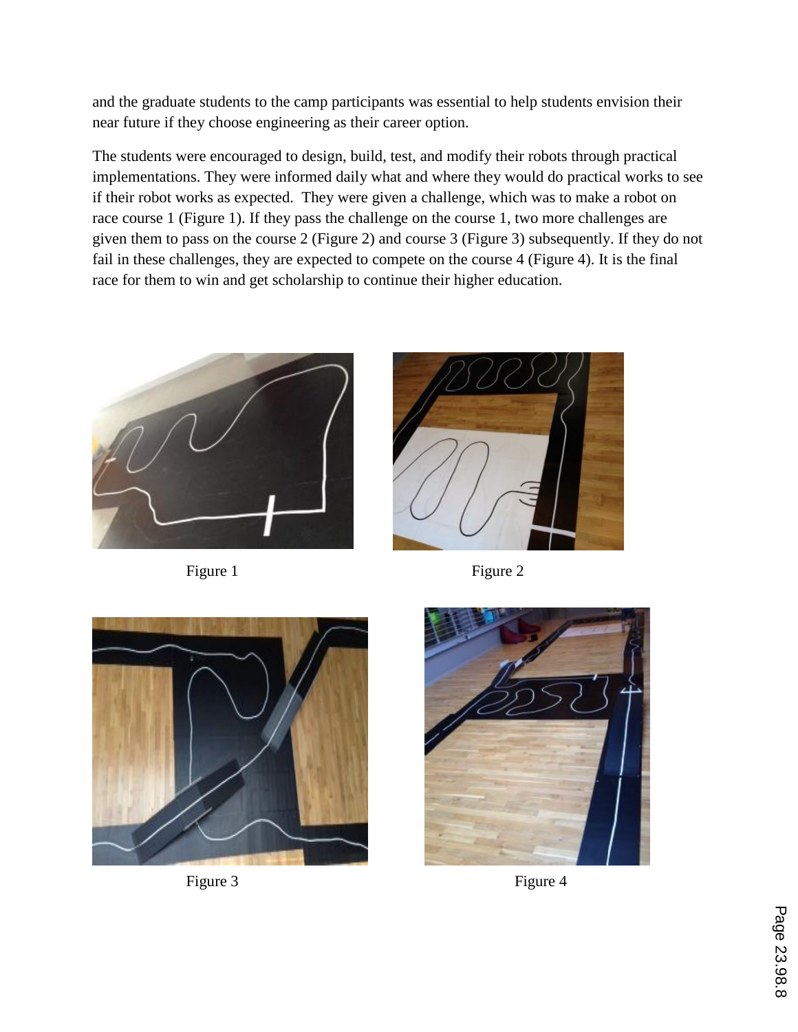and the graduate students to the camp participants was essential to help students envision their near future if they choose engineering as their career option.

The students were encouraged to design, build, test, and modify their robots through practical implementations. They were informed daily what and where they would do practical works to see if their robot works as expected. They were given a challenge, which was to make a robot on race course 1 (Figure 1). If they pass the challenge on the course 1, two more challenges are given them to pass on the course 2 (Figure 2) and course 3 (Figure 3) subsequently. If they do not fail in these challenges, they are expected to compete on the course 4 (Figure 4). It is the final race for them to win and get scholarship to continue their higher education.

Figure 1

Figure 2

Figure 3

Figure 4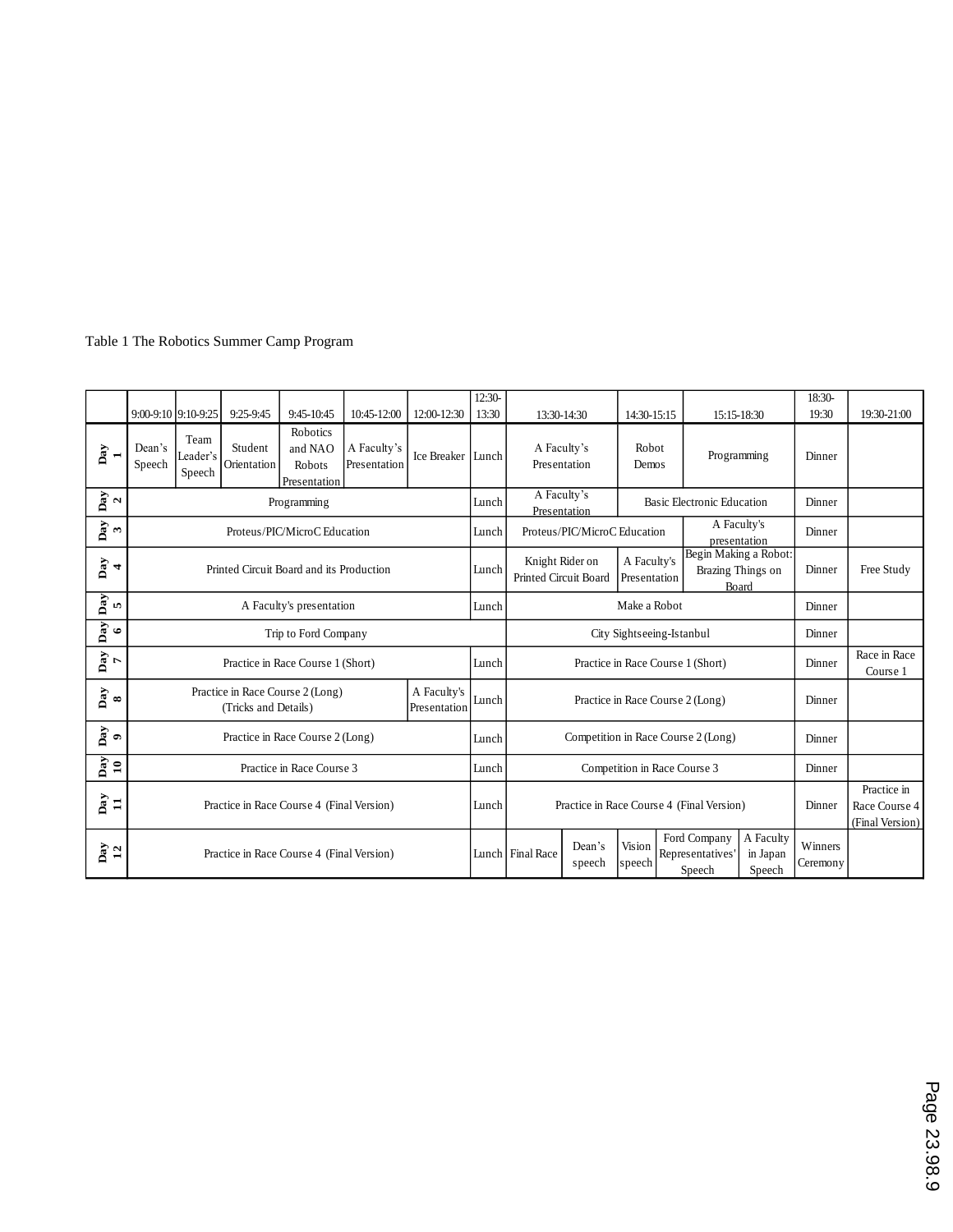Table 1 The Robotics Summer Camp Program

| | 9:00-9:10 | 9:10-9:25 | 9:25-9:45 | 9:45-10:45 | 10:45-12:00 | 12:00-12:30 | 12:30-13:30 | 13:30-14:30 | | 14:30-15:15 | | 15:15-18:30 | | 18:30-19:30 | 19:30-21:00 |
|---|---|---|---|---|---|---|---|---|---|---|---|---|---|---|---|
| Day 1 | Dean's Speech | Team Leader's Speech | Student Orientation | Robotics and NAO Robots Presentation | A Faculty's Presentation | Ice Breaker | Lunch | A Faculty's Presentation | | Robot Demos | | Programming | | Dinner | |
| Day 2 | Programming | | | | | | Lunch | A Faculty's Presentation | | Basic Electronic Education | | | | Dinner | |
| Day 3 | Proteus/PIC/MicroC Education | | | | | | Lunch | Proteus/PIC/MicroC Education | | | | A Faculty's presentation | | Dinner | |
| Day 4 | Printed Circuit Board and its Production | | | | | | Lunch | Knight Rider on Printed Circuit Board | | A Faculty's Presentation | | Begin Making a Robot: Brazing Things on Board | | Dinner | Free Study |
| Day 5 | A Faculty's presentation | | | | | | Lunch | Make a Robot | | | | | | Dinner | |
| Day 6 | Trip to Ford Company | | | | | | | City Sightseeing-Istanbul | | | | | | Dinner | |
| Day 7 | Practice in Race Course 1 (Short) | | | | | | Lunch | Practice in Race Course 1 (Short) | | | | | | Dinner | Race in Race Course 1 |
| Day 8 | Practice in Race Course 2 (Long) (Tricks and Details) | | | | | A Faculty's Presentation | Lunch | Practice in Race Course 2 (Long) | | | | | | Dinner | |
| Day 9 | Practice in Race Course 2 (Long) | | | | | | Lunch | Competition in Race Course 2 (Long) | | | | | | Dinner | |
| Day 10 | Practice in Race Course 3 | | | | | | Lunch | Competition in Race Course 3 | | | | | | Dinner | |
| Day 11 | Practice in Race Course 4 (Final Version) | | | | | | Lunch | Practice in Race Course 4 (Final Version) | | | | | | Dinner | Practice in Race Course 4 (Final Version) |
| Day 12 | Practice in Race Course 4 (Final Version) | | | | | | Lunch | Final Race | Dean's speech | Vision speech | Ford Company Representatives' Speech | | A Faculty in Japan Speech | Winners Ceremony | |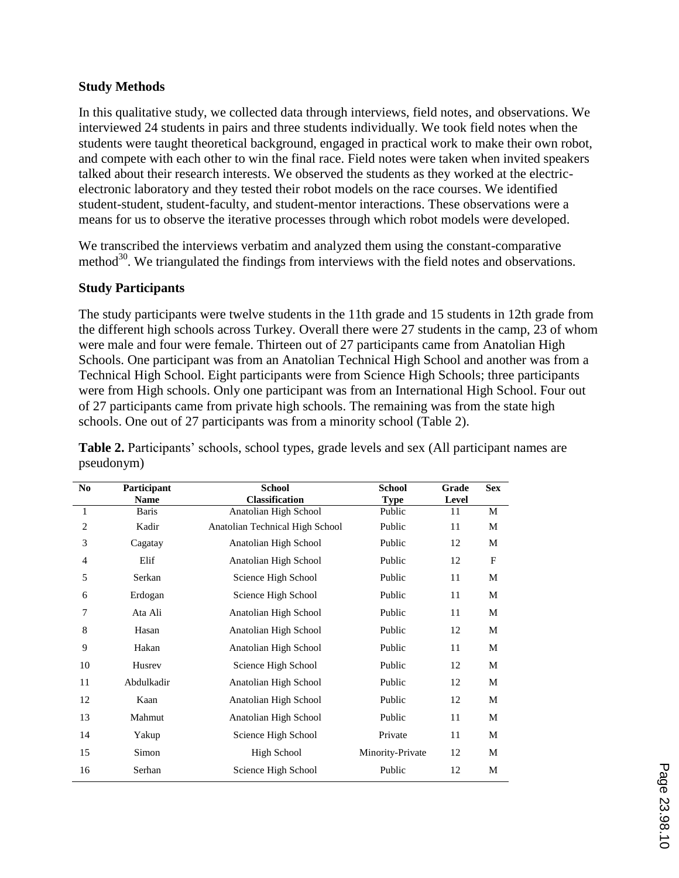## Study Methods

In this qualitative study, we collected data through interviews, field notes, and observations. We interviewed 24 students in pairs and three students individually. We took field notes when the students were taught theoretical background, engaged in practical work to make their own robot, and compete with each other to win the final race. Field notes were taken when invited speakers talked about their research interests. We observed the students as they worked at the electric-electronic laboratory and they tested their robot models on the race courses. We identified student-student, student-faculty, and student-mentor interactions. These observations were a means for us to observe the iterative processes through which robot models were developed.

We transcribed the interviews verbatim and analyzed them using the constant-comparative method[30]. We triangulated the findings from interviews with the field notes and observations.

## Study Participants

The study participants were twelve students in the 11th grade and 15 students in 12th grade from the different high schools across Turkey. Overall there were 27 students in the camp, 23 of whom were male and four were female. Thirteen out of 27 participants came from Anatolian High Schools. One participant was from an Anatolian Technical High School and another was from a Technical High School. Eight participants were from Science High Schools; three participants were from High schools. Only one participant was from an International High School. Four out of 27 participants came from private high schools. The remaining was from the state high schools. One out of 27 participants was from a minority school (Table 2).

**Table 2.** Participants' schools, school types, grade levels and sex (All participant names are pseudonym)

| No | Participant Name | School Classification | School Type | Grade Level | Sex |
|---|---|---|---|---|---|
| 1 | Baris | Anatolian High School | Public | 11 | M |
| 2 | Kadir | Anatolian Technical High School | Public | 11 | M |
| 3 | Cagatay | Anatolian High School | Public | 12 | M |
| 4 | Elif | Anatolian High School | Public | 12 | F |
| 5 | Serkan | Science High School | Public | 11 | M |
| 6 | Erdogan | Science High School | Public | 11 | M |
| 7 | Ata Ali | Anatolian High School | Public | 11 | M |
| 8 | Hasan | Anatolian High School | Public | 12 | M |
| 9 | Hakan | Anatolian High School | Public | 11 | M |
| 10 | Husrev | Science High School | Public | 12 | M |
| 11 | Abdulkadir | Anatolian High School | Public | 12 | M |
| 12 | Kaan | Anatolian High School | Public | 12 | M |
| 13 | Mahmut | Anatolian High School | Public | 11 | M |
| 14 | Yakup | Science High School | Private | 11 | M |
| 15 | Simon | High School | Minority-Private | 12 | M |
| 16 | Serhan | Science High School | Public | 12 | M |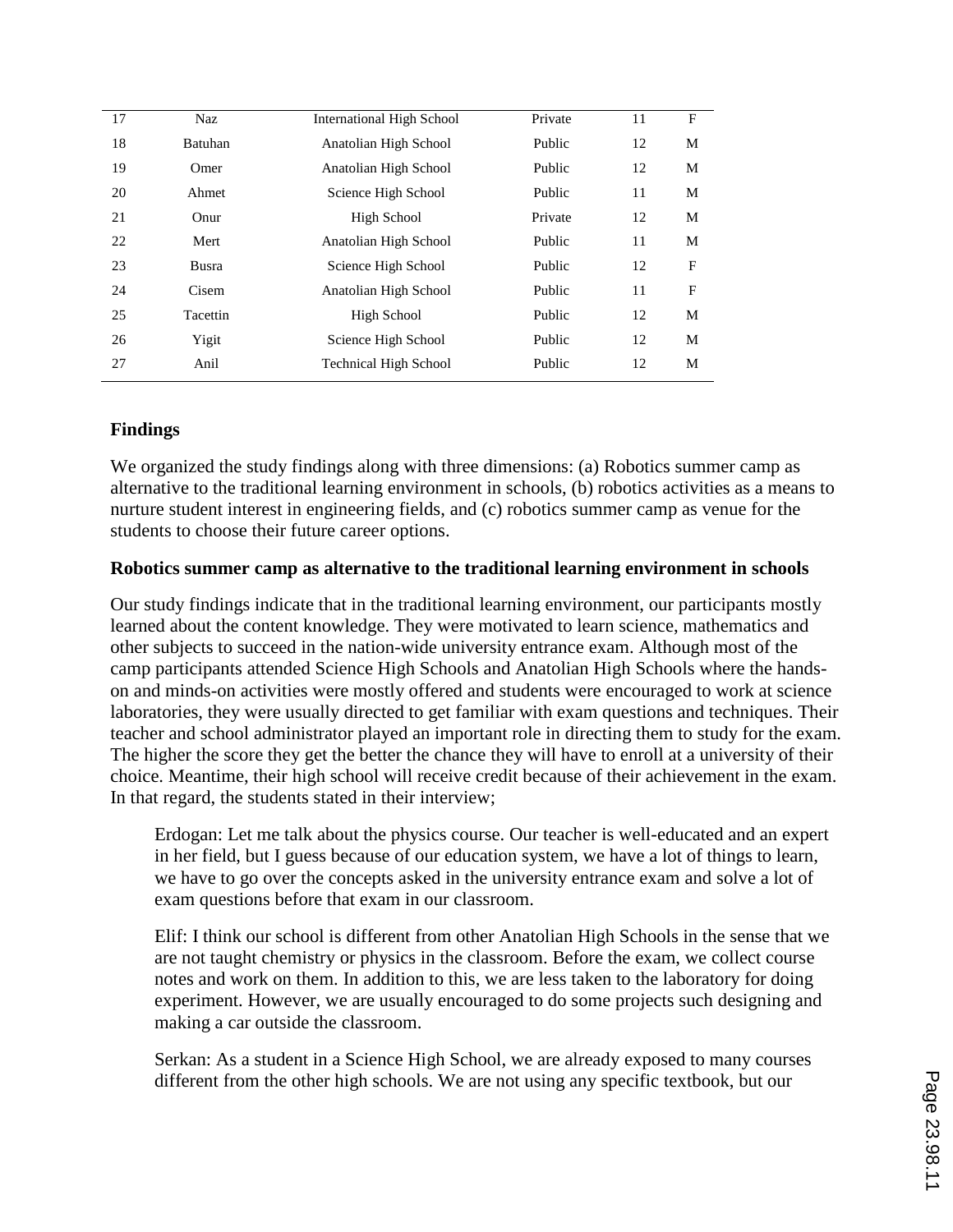| 17 | Naz | International High School | Private | 11 | F |
|---|---|---|---|---|---|
| 18 | Batuhan | Anatolian High School | Public | 12 | M |
| 19 | Omer | Anatolian High School | Public | 12 | M |
| 20 | Ahmet | Science High School | Public | 11 | M |
| 21 | Onur | High School | Private | 12 | M |
| 22 | Mert | Anatolian High School | Public | 11 | M |
| 23 | Busra | Science High School | Public | 12 | F |
| 24 | Cisem | Anatolian High School | Public | 11 | F |
| 25 | Tacettin | High School | Public | 12 | M |
| 26 | Yigit | Science High School | Public | 12 | M |
| 27 | Anil | Technical High School | Public | 12 | M |

## Findings

We organized the study findings along with three dimensions: (a) Robotics summer camp as alternative to the traditional learning environment in schools, (b) robotics activities as a means to nurture student interest in engineering fields, and (c) robotics summer camp as venue for the students to choose their future career options.

### Robotics summer camp as alternative to the traditional learning environment in schools

Our study findings indicate that in the traditional learning environment, our participants mostly learned about the content knowledge. They were motivated to learn science, mathematics and other subjects to succeed in the nation-wide university entrance exam. Although most of the camp participants attended Science High Schools and Anatolian High Schools where the hands-on and minds-on activities were mostly offered and students were encouraged to work at science laboratories, they were usually directed to get familiar with exam questions and techniques. Their teacher and school administrator played an important role in directing them to study for the exam. The higher the score they get the better the chance they will have to enroll at a university of their choice. Meantime, their high school will receive credit because of their achievement in the exam. In that regard, the students stated in their interview;

> Erdogan: Let me talk about the physics course. Our teacher is well-educated and an expert in her field, but I guess because of our education system, we have a lot of things to learn, we have to go over the concepts asked in the university entrance exam and solve a lot of exam questions before that exam in our classroom.

> Elif: I think our school is different from other Anatolian High Schools in the sense that we are not taught chemistry or physics in the classroom. Before the exam, we collect course notes and work on them. In addition to this, we are less taken to the laboratory for doing experiment. However, we are usually encouraged to do some projects such designing and making a car outside the classroom.

> Serkan: As a student in a Science High School, we are already exposed to many courses different from the other high schools. We are not using any specific textbook, but our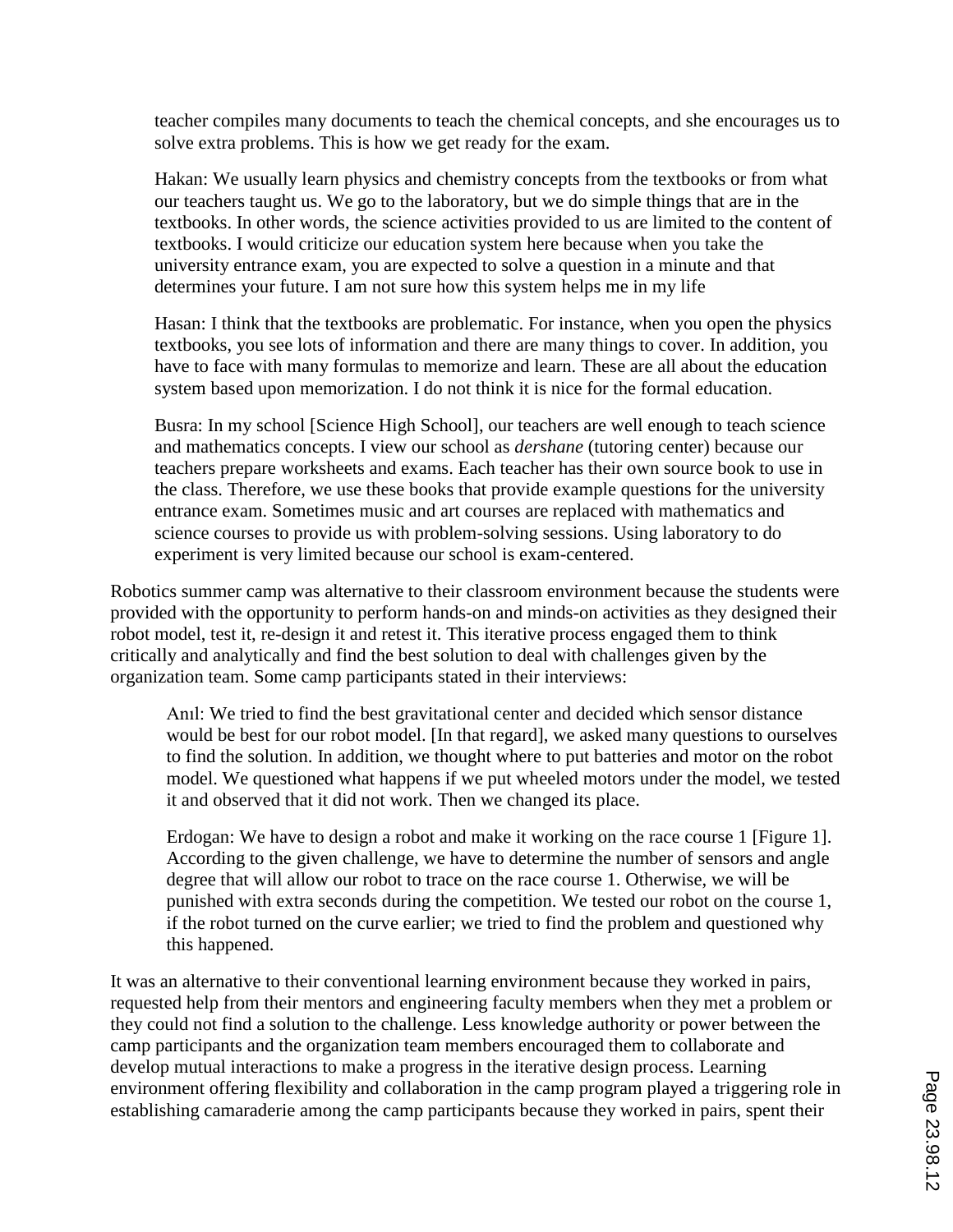> teacher compiles many documents to teach the chemical concepts, and she encourages us to solve extra problems. This is how we get ready for the exam.
>
> Hakan: We usually learn physics and chemistry concepts from the textbooks or from what our teachers taught us. We go to the laboratory, but we do simple things that are in the textbooks. In other words, the science activities provided to us are limited to the content of textbooks. I would criticize our education system here because when you take the university entrance exam, you are expected to solve a question in a minute and that determines your future. I am not sure how this system helps me in my life
>
> Hasan: I think that the textbooks are problematic. For instance, when you open the physics textbooks, you see lots of information and there are many things to cover. In addition, you have to face with many formulas to memorize and learn. These are all about the education system based upon memorization. I do not think it is nice for the formal education.
>
> Busra: In my school [Science High School], our teachers are well enough to teach science and mathematics concepts. I view our school as *dershane* (tutoring center) because our teachers prepare worksheets and exams. Each teacher has their own source book to use in the class. Therefore, we use these books that provide example questions for the university entrance exam. Sometimes music and art courses are replaced with mathematics and science courses to provide us with problem-solving sessions. Using laboratory to do experiment is very limited because our school is exam-centered.

Robotics summer camp was alternative to their classroom environment because the students were provided with the opportunity to perform hands-on and minds-on activities as they designed their robot model, test it, re-design it and retest it. This iterative process engaged them to think critically and analytically and find the best solution to deal with challenges given by the organization team. Some camp participants stated in their interviews:

> Anıl: We tried to find the best gravitational center and decided which sensor distance would be best for our robot model. [In that regard], we asked many questions to ourselves to find the solution. In addition, we thought where to put batteries and motor on the robot model. We questioned what happens if we put wheeled motors under the model, we tested it and observed that it did not work. Then we changed its place.
>
> Erdogan: We have to design a robot and make it working on the race course 1 [Figure 1]. According to the given challenge, we have to determine the number of sensors and angle degree that will allow our robot to trace on the race course 1. Otherwise, we will be punished with extra seconds during the competition. We tested our robot on the course 1, if the robot turned on the curve earlier; we tried to find the problem and questioned why this happened.

It was an alternative to their conventional learning environment because they worked in pairs, requested help from their mentors and engineering faculty members when they met a problem or they could not find a solution to the challenge. Less knowledge authority or power between the camp participants and the organization team members encouraged them to collaborate and develop mutual interactions to make a progress in the iterative design process. Learning environment offering flexibility and collaboration in the camp program played a triggering role in establishing camaraderie among the camp participants because they worked in pairs, spent their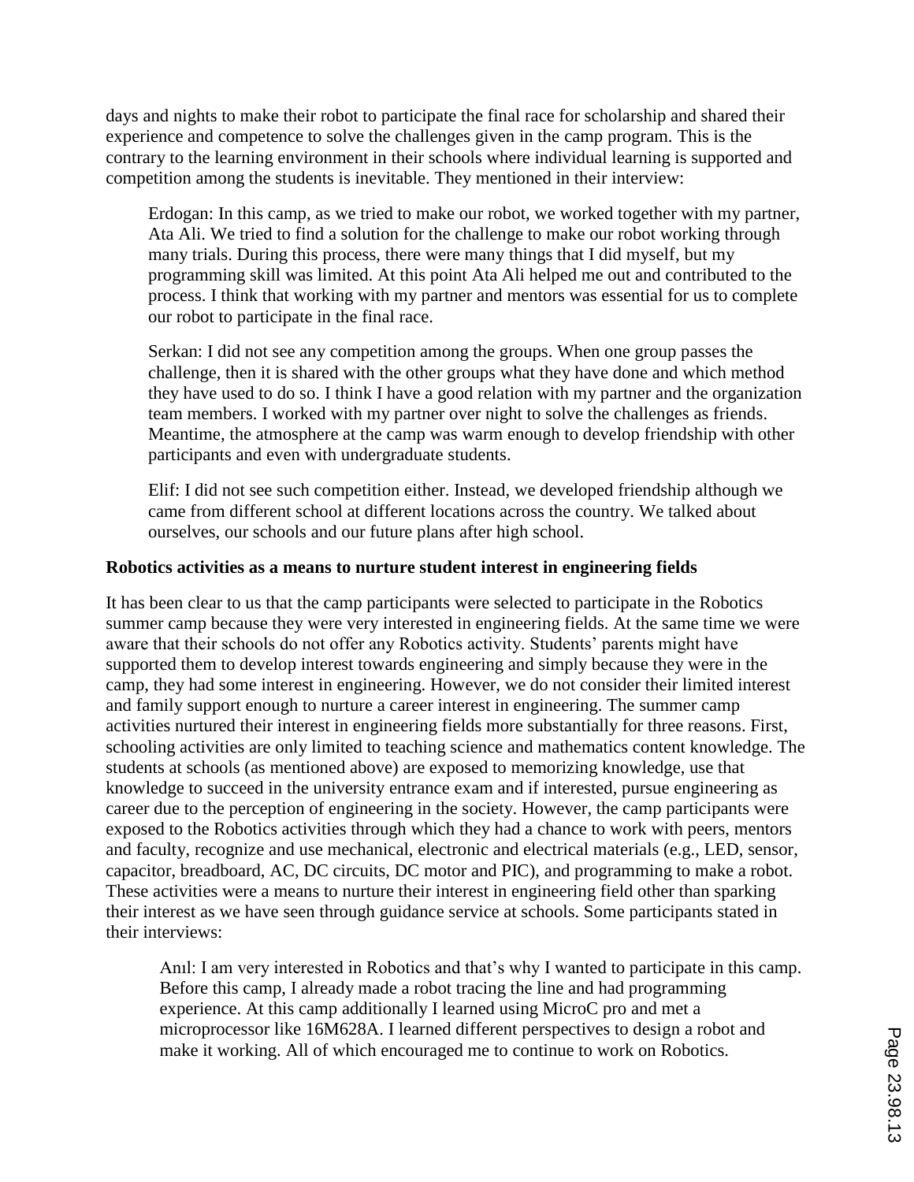days and nights to make their robot to participate the final race for scholarship and shared their experience and competence to solve the challenges given in the camp program. This is the contrary to the learning environment in their schools where individual learning is supported and competition among the students is inevitable. They mentioned in their interview:

> Erdogan: In this camp, as we tried to make our robot, we worked together with my partner, Ata Ali. We tried to find a solution for the challenge to make our robot working through many trials. During this process, there were many things that I did myself, but my programming skill was limited. At this point Ata Ali helped me out and contributed to the process. I think that working with my partner and mentors was essential for us to complete our robot to participate in the final race.
>
> Serkan: I did not see any competition among the groups. When one group passes the challenge, then it is shared with the other groups what they have done and which method they have used to do so. I think I have a good relation with my partner and the organization team members. I worked with my partner over night to solve the challenges as friends. Meantime, the atmosphere at the camp was warm enough to develop friendship with other participants and even with undergraduate students.
>
> Elif: I did not see such competition either. Instead, we developed friendship although we came from different school at different locations across the country. We talked about ourselves, our schools and our future plans after high school.

**Robotics activities as a means to nurture student interest in engineering fields**

It has been clear to us that the camp participants were selected to participate in the Robotics summer camp because they were very interested in engineering fields. At the same time we were aware that their schools do not offer any Robotics activity. Students' parents might have supported them to develop interest towards engineering and simply because they were in the camp, they had some interest in engineering. However, we do not consider their limited interest and family support enough to nurture a career interest in engineering. The summer camp activities nurtured their interest in engineering fields more substantially for three reasons. First, schooling activities are only limited to teaching science and mathematics content knowledge. The students at schools (as mentioned above) are exposed to memorizing knowledge, use that knowledge to succeed in the university entrance exam and if interested, pursue engineering as career due to the perception of engineering in the society. However, the camp participants were exposed to the Robotics activities through which they had a chance to work with peers, mentors and faculty, recognize and use mechanical, electronic and electrical materials (e.g., LED, sensor, capacitor, breadboard, AC, DC circuits, DC motor and PIC), and programming to make a robot. These activities were a means to nurture their interest in engineering field other than sparking their interest as we have seen through guidance service at schools. Some participants stated in their interviews:

> Anıl: I am very interested in Robotics and that's why I wanted to participate in this camp. Before this camp, I already made a robot tracing the line and had programming experience. At this camp additionally I learned using MicroC pro and met a microprocessor like 16M628A. I learned different perspectives to design a robot and make it working. All of which encouraged me to continue to work on Robotics.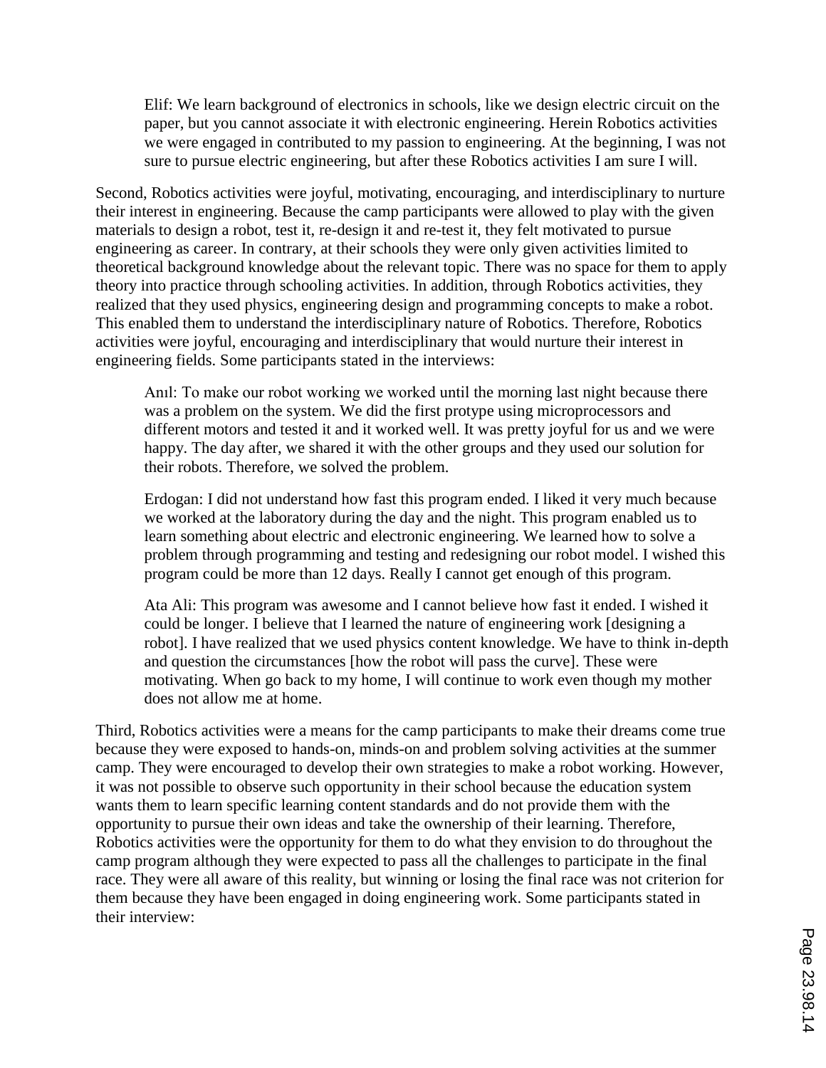> Elif: We learn background of electronics in schools, like we design electric circuit on the paper, but you cannot associate it with electronic engineering. Herein Robotics activities we were engaged in contributed to my passion to engineering. At the beginning, I was not sure to pursue electric engineering, but after these Robotics activities I am sure I will.

Second, Robotics activities were joyful, motivating, encouraging, and interdisciplinary to nurture their interest in engineering. Because the camp participants were allowed to play with the given materials to design a robot, test it, re-design it and re-test it, they felt motivated to pursue engineering as career. In contrary, at their schools they were only given activities limited to theoretical background knowledge about the relevant topic. There was no space for them to apply theory into practice through schooling activities. In addition, through Robotics activities, they realized that they used physics, engineering design and programming concepts to make a robot. This enabled them to understand the interdisciplinary nature of Robotics. Therefore, Robotics activities were joyful, encouraging and interdisciplinary that would nurture their interest in engineering fields. Some participants stated in the interviews:

> Anıl: To make our robot working we worked until the morning last night because there was a problem on the system. We did the first protype using microprocessors and different motors and tested it and it worked well. It was pretty joyful for us and we were happy. The day after, we shared it with the other groups and they used our solution for their robots. Therefore, we solved the problem.

> Erdogan: I did not understand how fast this program ended. I liked it very much because we worked at the laboratory during the day and the night. This program enabled us to learn something about electric and electronic engineering. We learned how to solve a problem through programming and testing and redesigning our robot model. I wished this program could be more than 12 days. Really I cannot get enough of this program.

> Ata Ali: This program was awesome and I cannot believe how fast it ended. I wished it could be longer. I believe that I learned the nature of engineering work [designing a robot]. I have realized that we used physics content knowledge. We have to think in-depth and question the circumstances [how the robot will pass the curve]. These were motivating. When go back to my home, I will continue to work even though my mother does not allow me at home.

Third, Robotics activities were a means for the camp participants to make their dreams come true because they were exposed to hands-on, minds-on and problem solving activities at the summer camp. They were encouraged to develop their own strategies to make a robot working. However, it was not possible to observe such opportunity in their school because the education system wants them to learn specific learning content standards and do not provide them with the opportunity to pursue their own ideas and take the ownership of their learning. Therefore, Robotics activities were the opportunity for them to do what they envision to do throughout the camp program although they were expected to pass all the challenges to participate in the final race. They were all aware of this reality, but winning or losing the final race was not criterion for them because they have been engaged in doing engineering work. Some participants stated in their interview: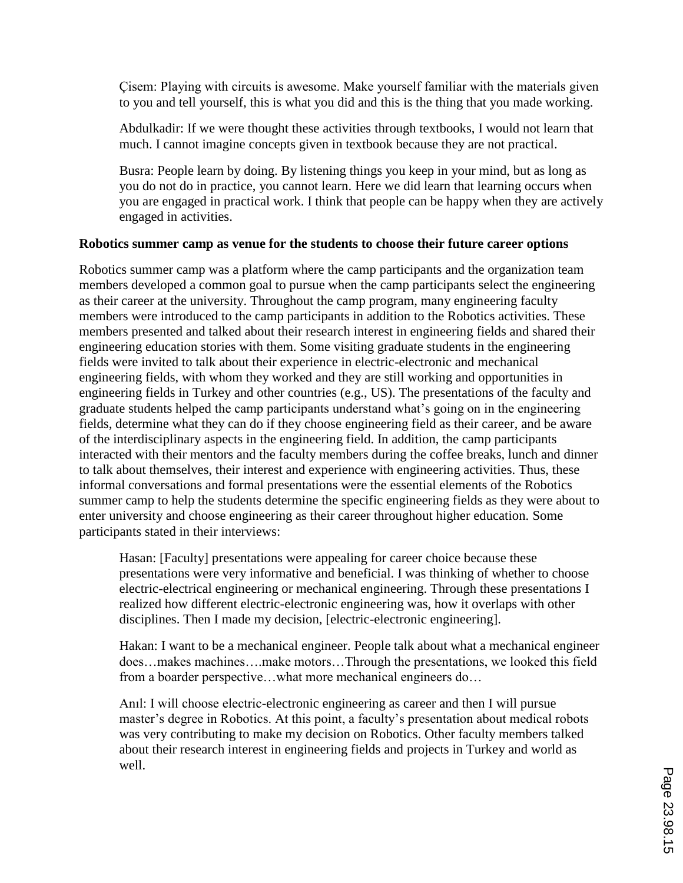> Çisem: Playing with circuits is awesome. Make yourself familiar with the materials given to you and tell yourself, this is what you did and this is the thing that you made working.

> Abdulkadir: If we were thought these activities through textbooks, I would not learn that much. I cannot imagine concepts given in textbook because they are not practical.

> Busra: People learn by doing. By listening things you keep in your mind, but as long as you do not do in practice, you cannot learn. Here we did learn that learning occurs when you are engaged in practical work. I think that people can be happy when they are actively engaged in activities.

**Robotics summer camp as venue for the students to choose their future career options**

Robotics summer camp was a platform where the camp participants and the organization team members developed a common goal to pursue when the camp participants select the engineering as their career at the university. Throughout the camp program, many engineering faculty members were introduced to the camp participants in addition to the Robotics activities. These members presented and talked about their research interest in engineering fields and shared their engineering education stories with them. Some visiting graduate students in the engineering fields were invited to talk about their experience in electric-electronic and mechanical engineering fields, with whom they worked and they are still working and opportunities in engineering fields in Turkey and other countries (e.g., US). The presentations of the faculty and graduate students helped the camp participants understand what's going on in the engineering fields, determine what they can do if they choose engineering field as their career, and be aware of the interdisciplinary aspects in the engineering field. In addition, the camp participants interacted with their mentors and the faculty members during the coffee breaks, lunch and dinner to talk about themselves, their interest and experience with engineering activities. Thus, these informal conversations and formal presentations were the essential elements of the Robotics summer camp to help the students determine the specific engineering fields as they were about to enter university and choose engineering as their career throughout higher education. Some participants stated in their interviews:

> Hasan: [Faculty] presentations were appealing for career choice because these presentations were very informative and beneficial. I was thinking of whether to choose electric-electrical engineering or mechanical engineering. Through these presentations I realized how different electric-electronic engineering was, how it overlaps with other disciplines. Then I made my decision, [electric-electronic engineering].

> Hakan: I want to be a mechanical engineer. People talk about what a mechanical engineer does…makes machines….make motors…Through the presentations, we looked this field from a boarder perspective…what more mechanical engineers do…

> Anıl: I will choose electric-electronic engineering as career and then I will pursue master's degree in Robotics. At this point, a faculty's presentation about medical robots was very contributing to make my decision on Robotics. Other faculty members talked about their research interest in engineering fields and projects in Turkey and world as well.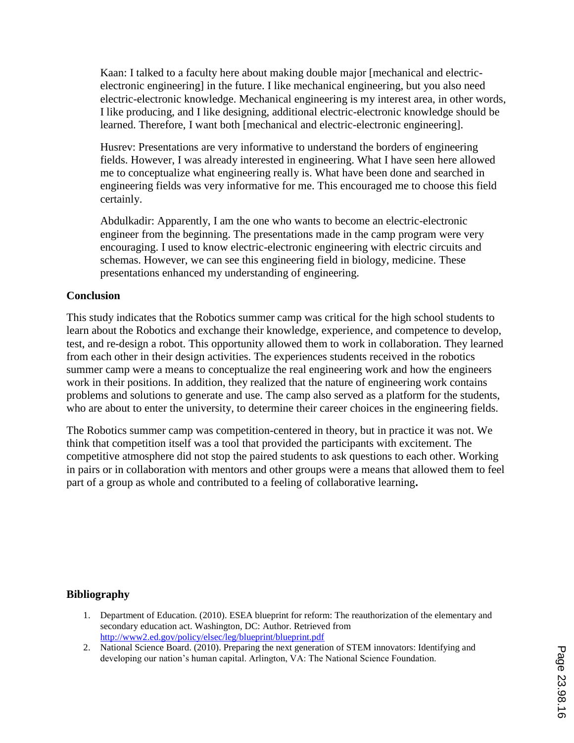Kaan: I talked to a faculty here about making double major [mechanical and electric-electronic engineering] in the future. I like mechanical engineering, but you also need electric-electronic knowledge. Mechanical engineering is my interest area, in other words, I like producing, and I like designing, additional electric-electronic knowledge should be learned. Therefore, I want both [mechanical and electric-electronic engineering].

Husrev: Presentations are very informative to understand the borders of engineering fields. However, I was already interested in engineering. What I have seen here allowed me to conceptualize what engineering really is. What have been done and searched in engineering fields was very informative for me. This encouraged me to choose this field certainly.

Abdulkadir: Apparently, I am the one who wants to become an electric-electronic engineer from the beginning. The presentations made in the camp program were very encouraging. I used to know electric-electronic engineering with electric circuits and schemas. However, we can see this engineering field in biology, medicine. These presentations enhanced my understanding of engineering.

## Conclusion

This study indicates that the Robotics summer camp was critical for the high school students to learn about the Robotics and exchange their knowledge, experience, and competence to develop, test, and re-design a robot. This opportunity allowed them to work in collaboration. They learned from each other in their design activities. The experiences students received in the robotics summer camp were a means to conceptualize the real engineering work and how the engineers work in their positions. In addition, they realized that the nature of engineering work contains problems and solutions to generate and use. The camp also served as a platform for the students, who are about to enter the university, to determine their career choices in the engineering fields.

The Robotics summer camp was competition-centered in theory, but in practice it was not. We think that competition itself was a tool that provided the participants with excitement. The competitive atmosphere did not stop the paired students to ask questions to each other. Working in pairs or in collaboration with mentors and other groups were a means that allowed them to feel part of a group as whole and contributed to a feeling of collaborative learning**.**

## Bibliography

1. Department of Education. (2010). ESEA blueprint for reform: The reauthorization of the elementary and secondary education act. Washington, DC: Author. Retrieved from http://www2.ed.gov/policy/elsec/leg/blueprint/blueprint.pdf
2. National Science Board. (2010). Preparing the next generation of STEM innovators: Identifying and developing our nation's human capital. Arlington, VA: The National Science Foundation.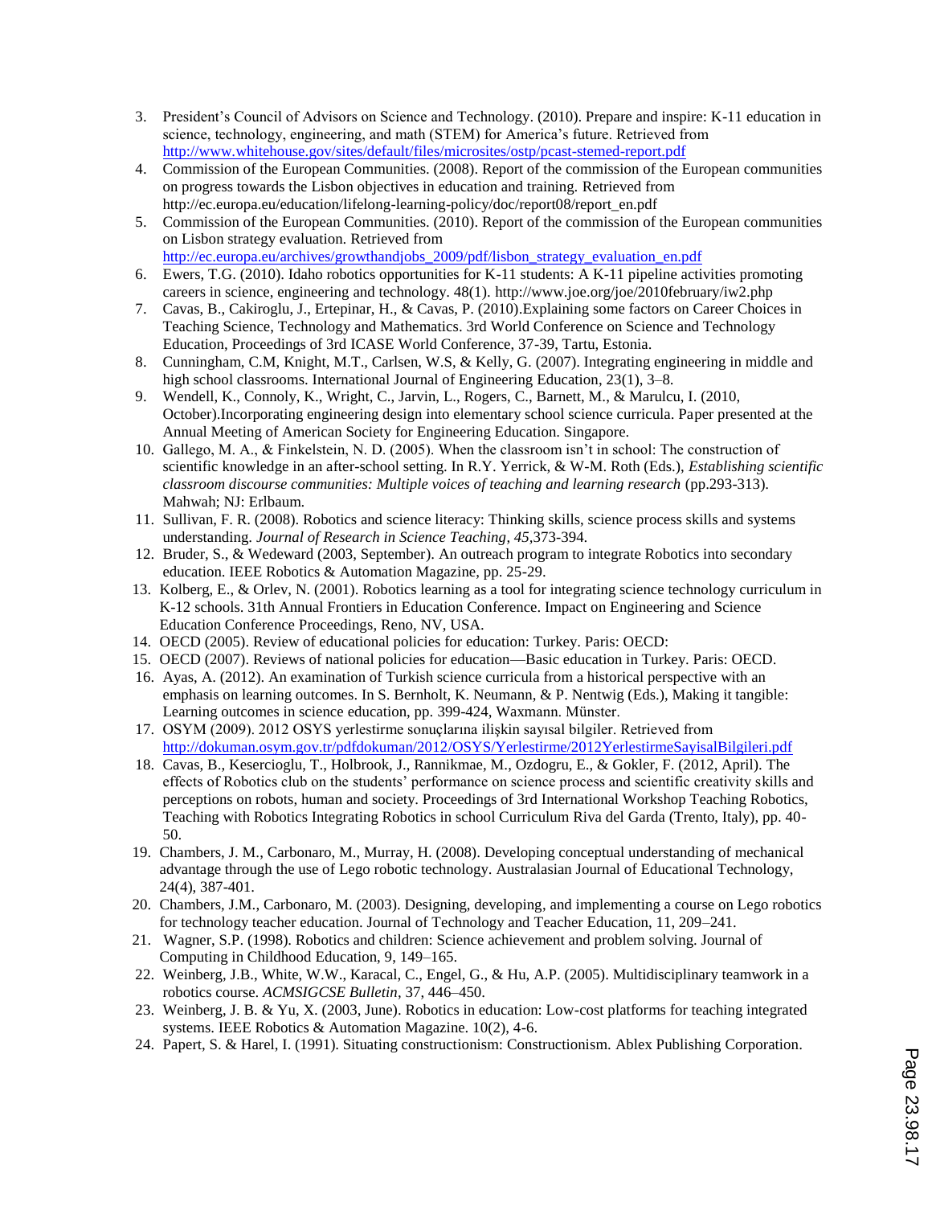3. President's Council of Advisors on Science and Technology. (2010). Prepare and inspire: K-11 education in science, technology, engineering, and math (STEM) for America's future. Retrieved from http://www.whitehouse.gov/sites/default/files/microsites/ostp/pcast-stemed-report.pdf
4. Commission of the European Communities. (2008). Report of the commission of the European communities on progress towards the Lisbon objectives in education and training. Retrieved from http://ec.europa.eu/education/lifelong-learning-policy/doc/report08/report_en.pdf
5. Commission of the European Communities. (2010). Report of the commission of the European communities on Lisbon strategy evaluation. Retrieved from http://ec.europa.eu/archives/growthandjobs_2009/pdf/lisbon_strategy_evaluation_en.pdf
6. Ewers, T.G. (2010). Idaho robotics opportunities for K-11 students: A K-11 pipeline activities promoting careers in science, engineering and technology. 48(1). http://www.joe.org/joe/2010february/iw2.php
7. Cavas, B., Cakiroglu, J., Ertepinar, H., & Cavas, P. (2010).Explaining some factors on Career Choices in Teaching Science, Technology and Mathematics. 3rd World Conference on Science and Technology Education, Proceedings of 3rd ICASE World Conference, 37-39, Tartu, Estonia.
8. Cunningham, C.M, Knight, M.T., Carlsen, W.S, & Kelly, G. (2007). Integrating engineering in middle and high school classrooms. International Journal of Engineering Education, 23(1), 3–8.
9. Wendell, K., Connoly, K., Wright, C., Jarvin, L., Rogers, C., Barnett, M., & Marulcu, I. (2010, October).Incorporating engineering design into elementary school science curricula. Paper presented at the Annual Meeting of American Society for Engineering Education. Singapore.
10. Gallego, M. A., & Finkelstein, N. D. (2005). When the classroom isn't in school: The construction of scientific knowledge in an after-school setting. In R.Y. Yerrick, & W-M. Roth (Eds.), *Establishing scientific classroom discourse communities: Multiple voices of teaching and learning research* (pp.293-313). Mahwah; NJ: Erlbaum.
11. Sullivan, F. R. (2008). Robotics and science literacy: Thinking skills, science process skills and systems understanding. *Journal of Research in Science Teaching*, *45*,373-394.
12. Bruder, S., & Wedeward (2003, September). An outreach program to integrate Robotics into secondary education. IEEE Robotics & Automation Magazine, pp. 25-29.
13. Kolberg, E., & Orlev, N. (2001). Robotics learning as a tool for integrating science technology curriculum in K-12 schools. 31th Annual Frontiers in Education Conference. Impact on Engineering and Science Education Conference Proceedings, Reno, NV, USA.
14. OECD (2005). Review of educational policies for education: Turkey. Paris: OECD:
15. OECD (2007). Reviews of national policies for education—Basic education in Turkey. Paris: OECD.
16. Ayas, A. (2012). An examination of Turkish science curricula from a historical perspective with an emphasis on learning outcomes. In S. Bernholt, K. Neumann, & P. Nentwig (Eds.), Making it tangible: Learning outcomes in science education, pp. 399-424, Waxmann. Münster.
17. OSYM (2009). 2012 OSYS yerlestirme sonuçlarına ilişkin sayısal bilgiler. Retrieved from http://dokuman.osym.gov.tr/pdfdokuman/2012/OSYS/Yerlestirme/2012YerlestirmeSayisalBilgileri.pdf
18. Cavas, B., Kesercioglu, T., Holbrook, J., Rannikmae, M., Ozdogru, E., & Gokler, F. (2012, April). The effects of Robotics club on the students' performance on science process and scientific creativity skills and perceptions on robots, human and society. Proceedings of 3rd International Workshop Teaching Robotics, Teaching with Robotics Integrating Robotics in school Curriculum Riva del Garda (Trento, Italy), pp. 40-50.
19. Chambers, J. M., Carbonaro, M., Murray, H. (2008). Developing conceptual understanding of mechanical advantage through the use of Lego robotic technology. Australasian Journal of Educational Technology, 24(4), 387-401.
20. Chambers, J.M., Carbonaro, M. (2003). Designing, developing, and implementing a course on Lego robotics for technology teacher education. Journal of Technology and Teacher Education, 11, 209–241.
21. Wagner, S.P. (1998). Robotics and children: Science achievement and problem solving. Journal of Computing in Childhood Education, 9, 149–165.
22. Weinberg, J.B., White, W.W., Karacal, C., Engel, G., & Hu, A.P. (2005). Multidisciplinary teamwork in a robotics course. *ACMSIGCSE Bulletin*, 37, 446–450.
23. Weinberg, J. B. & Yu, X. (2003, June). Robotics in education: Low-cost platforms for teaching integrated systems. IEEE Robotics & Automation Magazine. 10(2), 4-6.
24. Papert, S. & Harel, I. (1991). Situating constructionism: Constructionism. Ablex Publishing Corporation.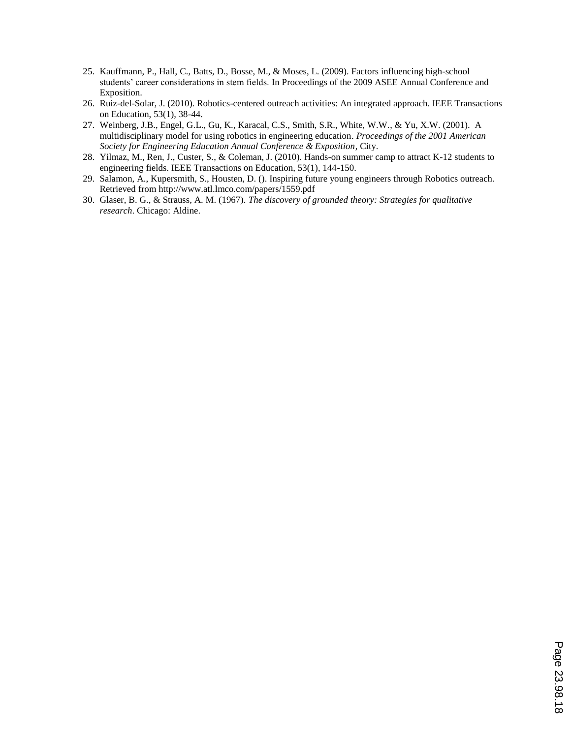25. Kauffmann, P., Hall, C., Batts, D., Bosse, M., & Moses, L. (2009). Factors influencing high-school students' career considerations in stem fields. In Proceedings of the 2009 ASEE Annual Conference and Exposition.
26. Ruiz-del-Solar, J. (2010). Robotics-centered outreach activities: An integrated approach. IEEE Transactions on Education, 53(1), 38-44.
27. Weinberg, J.B., Engel, G.L., Gu, K., Karacal, C.S., Smith, S.R., White, W.W., & Yu, X.W. (2001). A multidisciplinary model for using robotics in engineering education. *Proceedings of the 2001 American Society for Engineering Education Annual Conference & Exposition*, City.
28. Yilmaz, M., Ren, J., Custer, S., & Coleman, J. (2010). Hands-on summer camp to attract K-12 students to engineering fields. IEEE Transactions on Education, 53(1), 144-150.
29. Salamon, A., Kupersmith, S., Housten, D. (). Inspiring future young engineers through Robotics outreach. Retrieved from http://www.atl.lmco.com/papers/1559.pdf
30. Glaser, B. G., & Strauss, A. M. (1967). *The discovery of grounded theory: Strategies for qualitative research*. Chicago: Aldine.